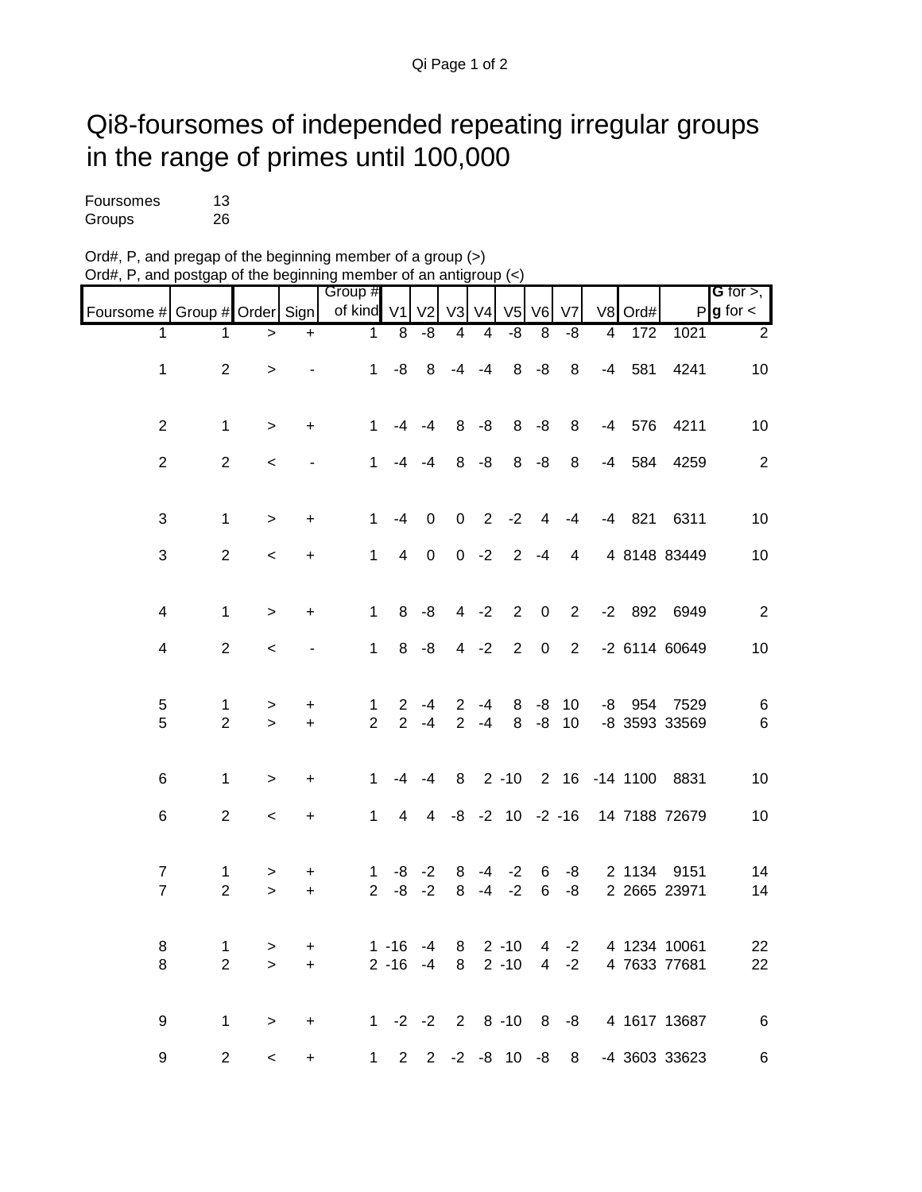# Qi8-foursomes of independed repeating irregular groups in the range of primes until 100,000

Foursomes 13
Groups 26

Ord#, P, and pregap of the beginning member of a group (>)
Ord#, P, and postgap of the beginning member of an antigroup (<)

| Foursome # | Group # | Order | Sign | Group # of kind | V1 | V2 | V3 | V4 | V5 | V6 | V7 | V8 | Ord# | P | **G** for >, **g** for < |
|---|---|---|---|---|---|---|---|---|---|---|---|---|---|---|---|
| 1 | 1 | > | + | 1 | 8 | -8 | 4 | 4 | -8 | 8 | -8 | 4 | 172 | 1021 | 2 |
| 1 | 2 | > | - | 1 | -8 | 8 | -4 | -4 | 8 | -8 | 8 | -4 | 581 | 4241 | 10 |
| 2 | 1 | > | + | 1 | -4 | -4 | 8 | -8 | 8 | -8 | 8 | -4 | 576 | 4211 | 10 |
| 2 | 2 | < | - | 1 | -4 | -4 | 8 | -8 | 8 | -8 | 8 | -4 | 584 | 4259 | 2 |
| 3 | 1 | > | + | 1 | -4 | 0 | 0 | 2 | -2 | 4 | -4 | -4 | 821 | 6311 | 10 |
| 3 | 2 | < | + | 1 | 4 | 0 | 0 | -2 | 2 | -4 | 4 | 4 | 8148 | 83449 | 10 |
| 4 | 1 | > | + | 1 | 8 | -8 | 4 | -2 | 2 | 0 | 2 | -2 | 892 | 6949 | 2 |
| 4 | 2 | < | - | 1 | 8 | -8 | 4 | -2 | 2 | 0 | 2 | -2 | 6114 | 60649 | 10 |
| 5 | 1 | > | + | 1 | 2 | -4 | 2 | -4 | 8 | -8 | 10 | -8 | 954 | 7529 | 6 |
| 5 | 2 | > | + | 2 | 2 | -4 | 2 | -4 | 8 | -8 | 10 | -8 | 3593 | 33569 | 6 |
| 6 | 1 | > | + | 1 | -4 | -4 | 8 | 2 | -10 | 2 | 16 | -14 | 1100 | 8831 | 10 |
| 6 | 2 | < | + | 1 | 4 | 4 | -8 | -2 | 10 | -2 | -16 | 14 | 7188 | 72679 | 10 |
| 7 | 1 | > | + | 1 | -8 | -2 | 8 | -4 | -2 | 6 | -8 | 2 | 1134 | 9151 | 14 |
| 7 | 2 | > | + | 2 | -8 | -2 | 8 | -4 | -2 | 6 | -8 | 2 | 2665 | 23971 | 14 |
| 8 | 1 | > | + | 1 | -16 | -4 | 8 | 2 | -10 | 4 | -2 | 4 | 1234 | 10061 | 22 |
| 8 | 2 | > | + | 2 | -16 | -4 | 8 | 2 | -10 | 4 | -2 | 4 | 7633 | 77681 | 22 |
| 9 | 1 | > | + | 1 | -2 | -2 | 2 | 8 | -10 | 8 | -8 | 4 | 1617 | 13687 | 6 |
| 9 | 2 | < | + | 1 | 2 | 2 | -2 | -8 | 10 | -8 | 8 | -4 | 3603 | 33623 | 6 |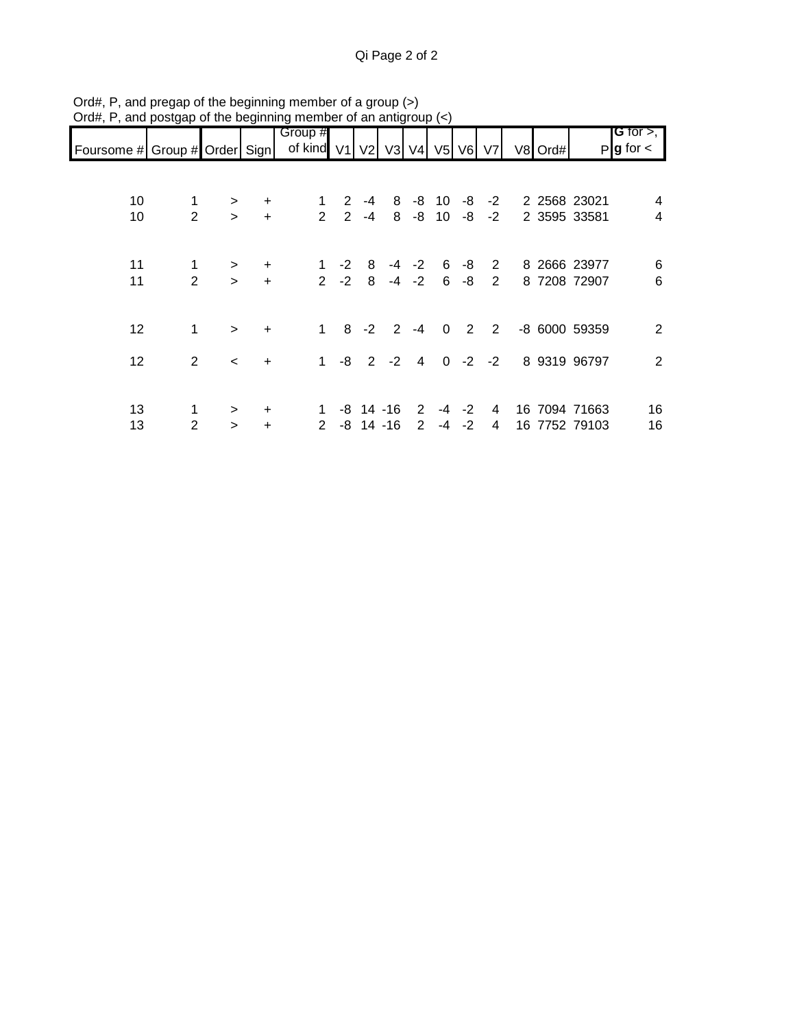Ord#, P, and pregap of the beginning member of a group (>)
Ord#, P, and postgap of the beginning member of an antigroup (<)

| Foursome # | Group # | Order | Sign | Group # of kind | V1 | V2 | V3 | V4 | V5 | V6 | V7 | V8 | Ord# | P | **G** for >, **g** for < |
|---|---|---|---|---|---|---|---|---|---|---|---|---|---|---|---|
| 10 | 1 | > | + | 1 | 2 | -4 | 8 | -8 | 10 | -8 | -2 | 2 | 2568 | 23021 | 4 |
| 10 | 2 | > | + | 2 | 2 | -4 | 8 | -8 | 10 | -8 | -2 | 2 | 3595 | 33581 | 4 |
| 11 | 1 | > | + | 1 | -2 | 8 | -4 | -2 | 6 | -8 | 2 | 8 | 2666 | 23977 | 6 |
| 11 | 2 | > | + | 2 | -2 | 8 | -4 | -2 | 6 | -8 | 2 | 8 | 7208 | 72907 | 6 |
| 12 | 1 | > | + | 1 | 8 | -2 | 2 | -4 | 0 | 2 | 2 | -8 | 6000 | 59359 | 2 |
| 12 | 2 | < | + | 1 | -8 | 2 | -2 | 4 | 0 | -2 | -2 | 8 | 9319 | 96797 | 2 |
| 13 | 1 | > | + | 1 | -8 | 14 | -16 | 2 | -4 | -2 | 4 | 16 | 7094 | 71663 | 16 |
| 13 | 2 | > | + | 2 | -8 | 14 | -16 | 2 | -4 | -2 | 4 | 16 | 7752 | 79103 | 16 |